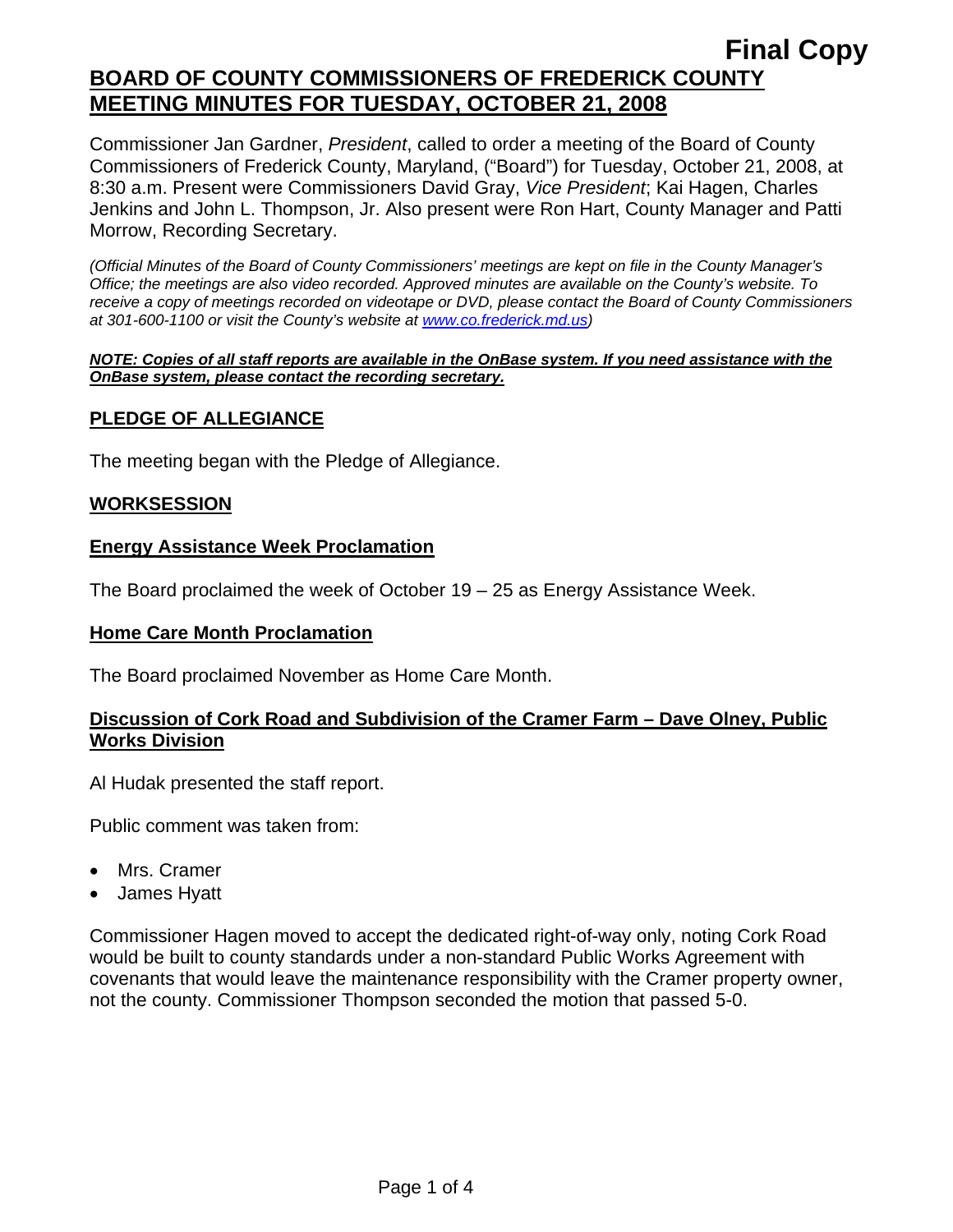**Final Copy**

# BOARD OF COUNTY COMMISSIONERS OF FREDERICK COUNTY MEETING MINUTES FOR TUESDAY, OCTOBER 21, 2008

Commissioner Jan Gardner, *President*, called to order a meeting of the Board of County Commissioners of Frederick County, Maryland, ("Board") for Tuesday, October 21, 2008, at 8:30 a.m. Present were Commissioners David Gray, *Vice President*; Kai Hagen, Charles Jenkins and John L. Thompson, Jr. Also present were Ron Hart, County Manager and Patti Morrow, Recording Secretary.

*(Official Minutes of the Board of County Commissioners' meetings are kept on file in the County Manager's Office; the meetings are also video recorded. Approved minutes are available on the County's website. To receive a copy of meetings recorded on videotape or DVD, please contact the Board of County Commissioners at 301-600-1100 or visit the County's website at www.co.frederick.md.us)*

***NOTE: Copies of all staff reports are available in the OnBase system. If you need assistance with the OnBase system, please contact the recording secretary.***

## PLEDGE OF ALLEGIANCE

The meeting began with the Pledge of Allegiance.

## WORKSESSION

### Energy Assistance Week Proclamation

The Board proclaimed the week of October 19 – 25 as Energy Assistance Week.

### Home Care Month Proclamation

The Board proclaimed November as Home Care Month.

### Discussion of Cork Road and Subdivision of the Cramer Farm – Dave Olney, Public Works Division

Al Hudak presented the staff report.

Public comment was taken from:

- Mrs. Cramer
- James Hyatt

Commissioner Hagen moved to accept the dedicated right-of-way only, noting Cork Road would be built to county standards under a non-standard Public Works Agreement with covenants that would leave the maintenance responsibility with the Cramer property owner, not the county. Commissioner Thompson seconded the motion that passed 5-0.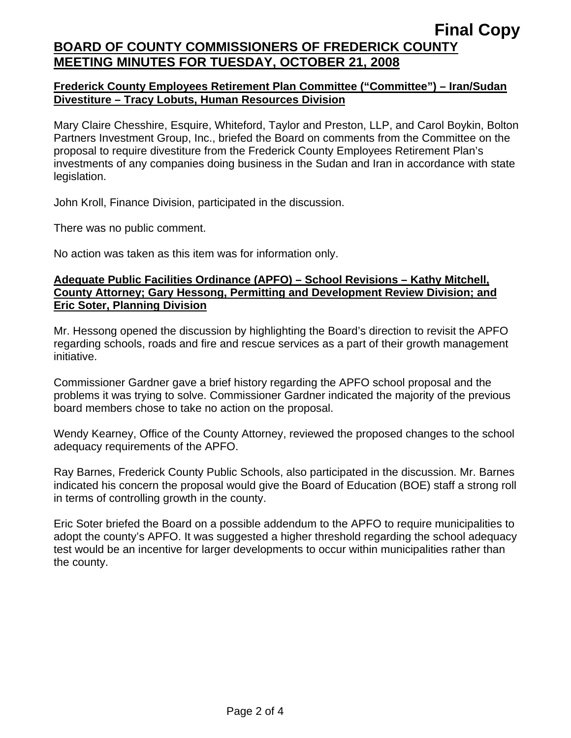**Frederick County Employees Retirement Plan Committee ("Committee") – Iran/Sudan Divestiture – Tracy Lobuts, Human Resources Division**

Mary Claire Chesshire, Esquire, Whiteford, Taylor and Preston, LLP, and Carol Boykin, Bolton Partners Investment Group, Inc., briefed the Board on comments from the Committee on the proposal to require divestiture from the Frederick County Employees Retirement Plan's investments of any companies doing business in the Sudan and Iran in accordance with state legislation.

John Kroll, Finance Division, participated in the discussion.

There was no public comment.

No action was taken as this item was for information only.

**Adequate Public Facilities Ordinance (APFO) – School Revisions – Kathy Mitchell, County Attorney; Gary Hessong, Permitting and Development Review Division; and Eric Soter, Planning Division**

Mr. Hessong opened the discussion by highlighting the Board's direction to revisit the APFO regarding schools, roads and fire and rescue services as a part of their growth management initiative.

Commissioner Gardner gave a brief history regarding the APFO school proposal and the problems it was trying to solve. Commissioner Gardner indicated the majority of the previous board members chose to take no action on the proposal.

Wendy Kearney, Office of the County Attorney, reviewed the proposed changes to the school adequacy requirements of the APFO.

Ray Barnes, Frederick County Public Schools, also participated in the discussion. Mr. Barnes indicated his concern the proposal would give the Board of Education (BOE) staff a strong roll in terms of controlling growth in the county.

Eric Soter briefed the Board on a possible addendum to the APFO to require municipalities to adopt the county's APFO. It was suggested a higher threshold regarding the school adequacy test would be an incentive for larger developments to occur within municipalities rather than the county.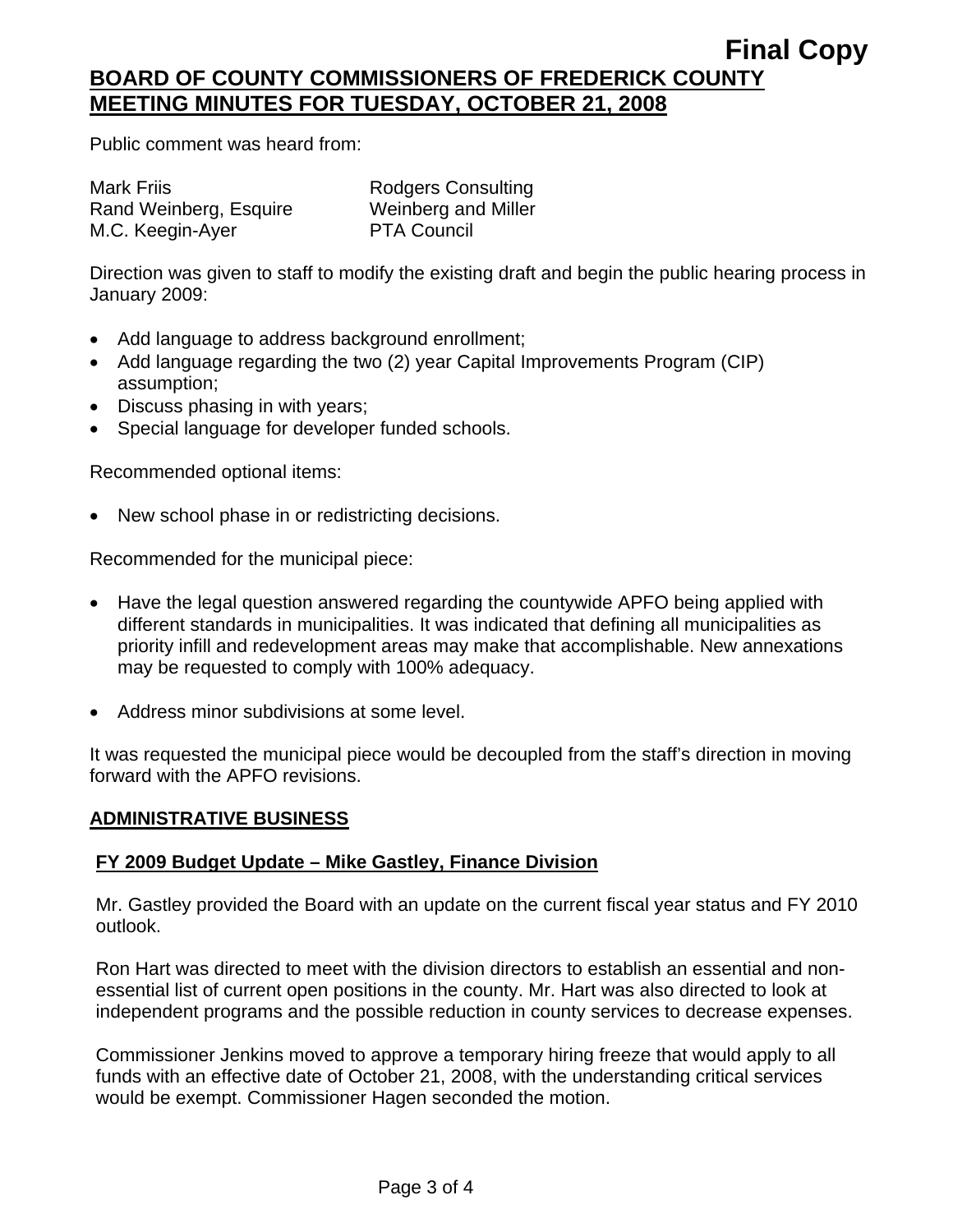**Final Copy**

## BOARD OF COUNTY COMMISSIONERS OF FREDERICK COUNTY MEETING MINUTES FOR TUESDAY, OCTOBER 21, 2008

Public comment was heard from:

| | |
|---|---|
| Mark Friis | Rodgers Consulting |
| Rand Weinberg, Esquire | Weinberg and Miller |
| M.C. Keegin-Ayer | PTA Council |

Direction was given to staff to modify the existing draft and begin the public hearing process in January 2009:

- Add language to address background enrollment;
- Add language regarding the two (2) year Capital Improvements Program (CIP) assumption;
- Discuss phasing in with years;
- Special language for developer funded schools.

Recommended optional items:

- New school phase in or redistricting decisions.

Recommended for the municipal piece:

- Have the legal question answered regarding the countywide APFO being applied with different standards in municipalities. It was indicated that defining all municipalities as priority infill and redevelopment areas may make that accomplishable. New annexations may be requested to comply with 100% adequacy.
- Address minor subdivisions at some level.

It was requested the municipal piece would be decoupled from the staff's direction in moving forward with the APFO revisions.

## ADMINISTRATIVE BUSINESS

### FY 2009 Budget Update – Mike Gastley, Finance Division

Mr. Gastley provided the Board with an update on the current fiscal year status and FY 2010 outlook.

Ron Hart was directed to meet with the division directors to establish an essential and non-essential list of current open positions in the county. Mr. Hart was also directed to look at independent programs and the possible reduction in county services to decrease expenses.

Commissioner Jenkins moved to approve a temporary hiring freeze that would apply to all funds with an effective date of October 21, 2008, with the understanding critical services would be exempt. Commissioner Hagen seconded the motion.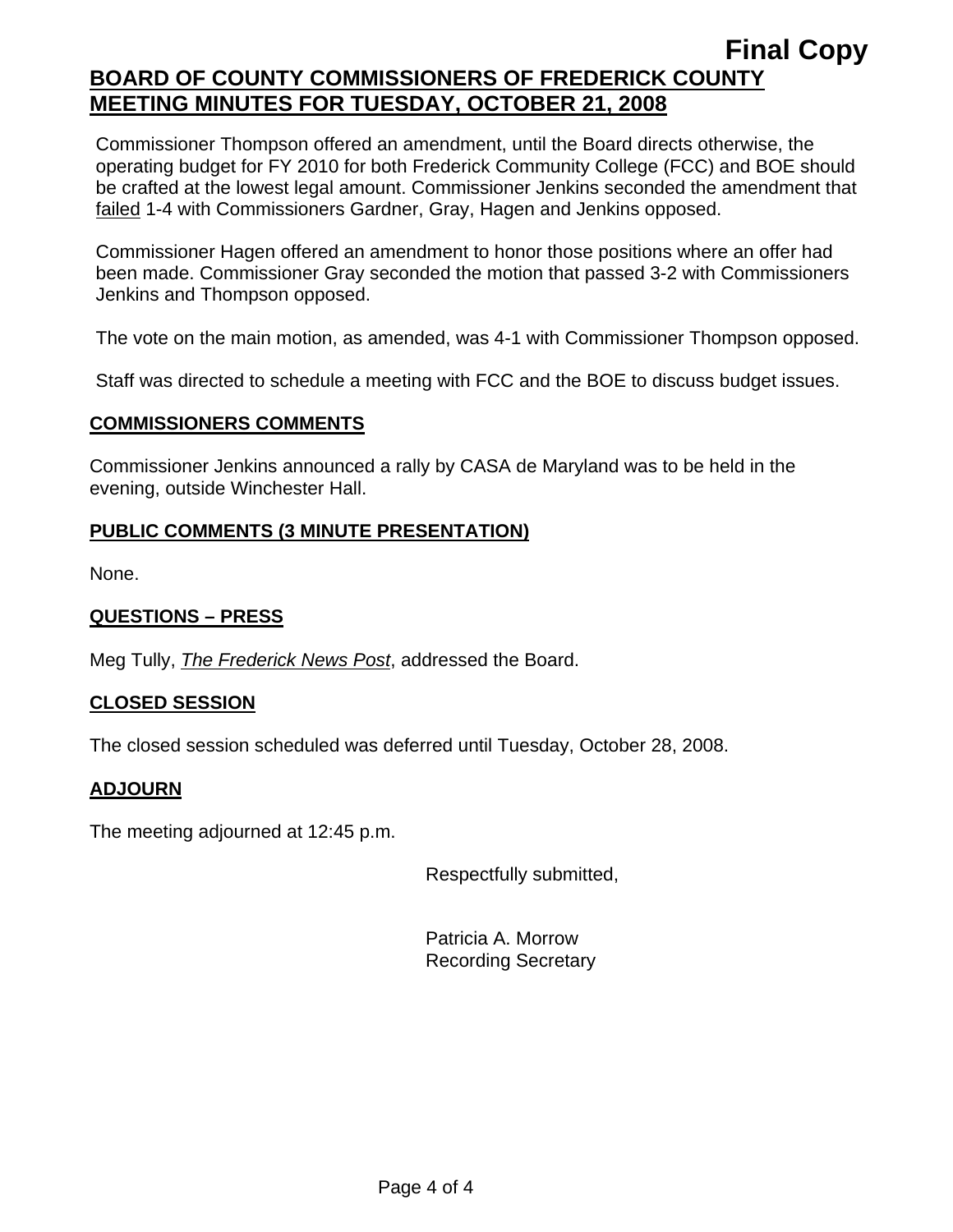**Final Copy**

**BOARD OF COUNTY COMMISSIONERS OF FREDERICK COUNTY MEETING MINUTES FOR TUESDAY, OCTOBER 21, 2008**

Commissioner Thompson offered an amendment, until the Board directs otherwise, the operating budget for FY 2010 for both Frederick Community College (FCC) and BOE should be crafted at the lowest legal amount. Commissioner Jenkins seconded the amendment that failed 1-4 with Commissioners Gardner, Gray, Hagen and Jenkins opposed.

Commissioner Hagen offered an amendment to honor those positions where an offer had been made. Commissioner Gray seconded the motion that passed 3-2 with Commissioners Jenkins and Thompson opposed.

The vote on the main motion, as amended, was 4-1 with Commissioner Thompson opposed.

Staff was directed to schedule a meeting with FCC and the BOE to discuss budget issues.

## COMMISSIONERS COMMENTS

Commissioner Jenkins announced a rally by CASA de Maryland was to be held in the evening, outside Winchester Hall.

## PUBLIC COMMENTS (3 MINUTE PRESENTATION)

None.

## QUESTIONS – PRESS

Meg Tully, *The Frederick News Post*, addressed the Board.

## CLOSED SESSION

The closed session scheduled was deferred until Tuesday, October 28, 2008.

## ADJOURN

The meeting adjourned at 12:45 p.m.

Respectfully submitted,

Patricia A. Morrow
Recording Secretary